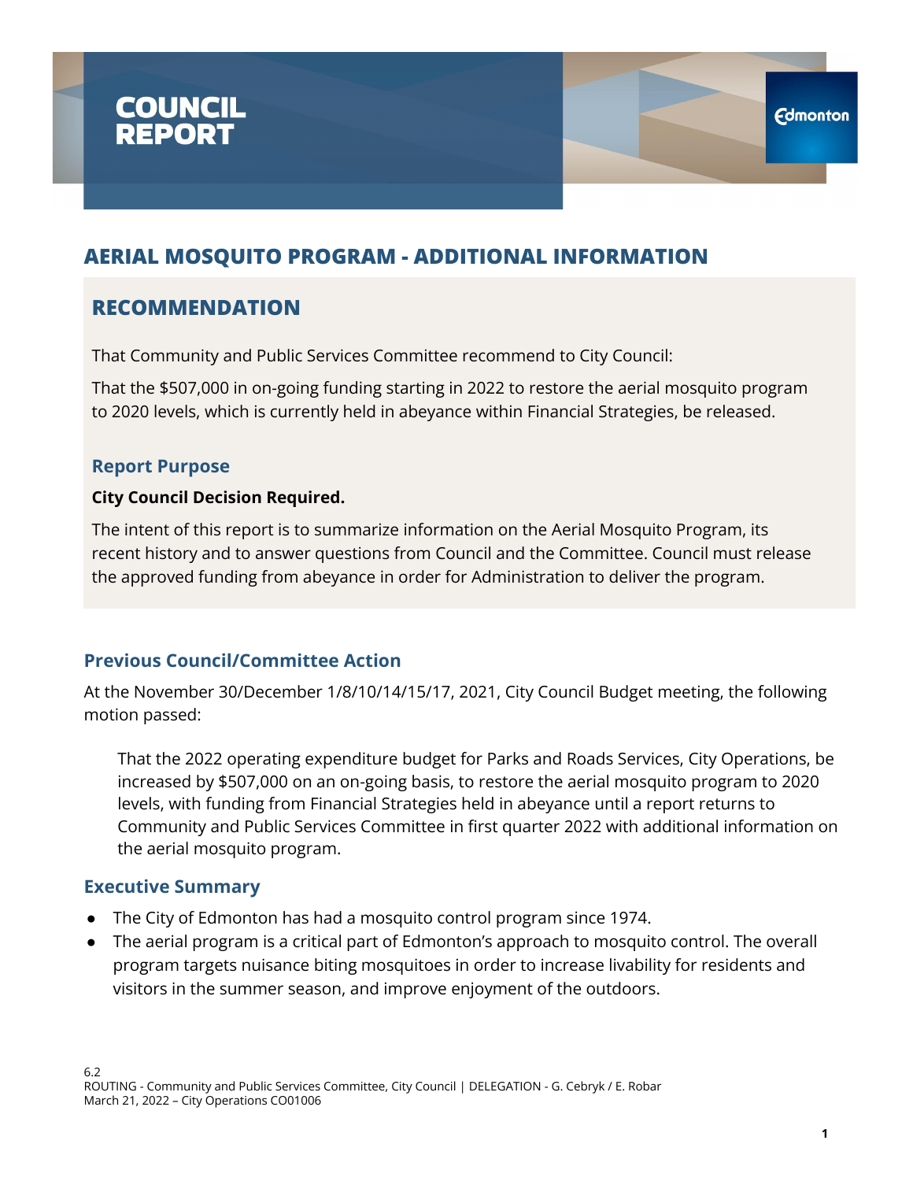# COUNCIL REPORT

## AERIAL MOSQUITO PROGRAM - ADDITIONAL INFORMATION

## RECOMMENDATION

That Community and Public Services Committee recommend to City Council:

That the $507,000 in on-going funding starting in 2022 to restore the aerial mosquito program to 2020 levels, which is currently held in abeyance within Financial Strategies, be released.

### Report Purpose

**City Council Decision Required.**

The intent of this report is to summarize information on the Aerial Mosquito Program, its recent history and to answer questions from Council and the Committee. Council must release the approved funding from abeyance in order for Administration to deliver the program.

### Previous Council/Committee Action

At the November 30/December 1/8/10/14/15/17, 2021, City Council Budget meeting, the following motion passed:

> That the 2022 operating expenditure budget for Parks and Roads Services, City Operations, be increased by $507,000 on an on-going basis, to restore the aerial mosquito program to 2020 levels, with funding from Financial Strategies held in abeyance until a report returns to Community and Public Services Committee in first quarter 2022 with additional information on the aerial mosquito program.

### Executive Summary

- The City of Edmonton has had a mosquito control program since 1974.
- The aerial program is a critical part of Edmonton's approach to mosquito control. The overall program targets nuisance biting mosquitoes in order to increase livability for residents and visitors in the summer season, and improve enjoyment of the outdoors.

6.2
ROUTING - Community and Public Services Committee, City Council | DELEGATION - G. Cebryk / E. Robar
March 21, 2022 – City Operations CO01006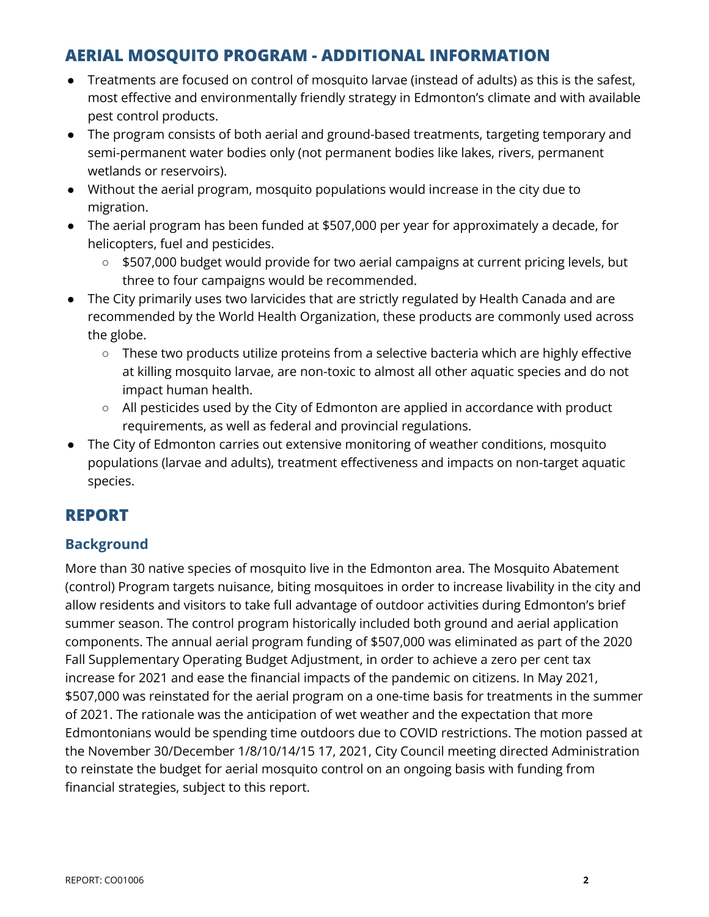## AERIAL MOSQUITO PROGRAM - ADDITIONAL INFORMATION

- Treatments are focused on control of mosquito larvae (instead of adults) as this is the safest, most effective and environmentally friendly strategy in Edmonton's climate and with available pest control products.
- The program consists of both aerial and ground-based treatments, targeting temporary and semi-permanent water bodies only (not permanent bodies like lakes, rivers, permanent wetlands or reservoirs).
- Without the aerial program, mosquito populations would increase in the city due to migration.
- The aerial program has been funded at $507,000 per year for approximately a decade, for helicopters, fuel and pesticides.
  - $507,000 budget would provide for two aerial campaigns at current pricing levels, but three to four campaigns would be recommended.
- The City primarily uses two larvicides that are strictly regulated by Health Canada and are recommended by the World Health Organization, these products are commonly used across the globe.
  - These two products utilize proteins from a selective bacteria which are highly effective at killing mosquito larvae, are non-toxic to almost all other aquatic species and do not impact human health.
  - All pesticides used by the City of Edmonton are applied in accordance with product requirements, as well as federal and provincial regulations.
- The City of Edmonton carries out extensive monitoring of weather conditions, mosquito populations (larvae and adults), treatment effectiveness and impacts on non-target aquatic species.

## REPORT

### Background

More than 30 native species of mosquito live in the Edmonton area. The Mosquito Abatement (control) Program targets nuisance, biting mosquitoes in order to increase livability in the city and allow residents and visitors to take full advantage of outdoor activities during Edmonton's brief summer season. The control program historically included both ground and aerial application components. The annual aerial program funding of $507,000 was eliminated as part of the 2020 Fall Supplementary Operating Budget Adjustment, in order to achieve a zero per cent tax increase for 2021 and ease the financial impacts of the pandemic on citizens. In May 2021, $507,000 was reinstated for the aerial program on a one-time basis for treatments in the summer of 2021. The rationale was the anticipation of wet weather and the expectation that more Edmontonians would be spending time outdoors due to COVID restrictions. The motion passed at the November 30/December 1/8/10/14/15 17, 2021, City Council meeting directed Administration to reinstate the budget for aerial mosquito control on an ongoing basis with funding from financial strategies, subject to this report.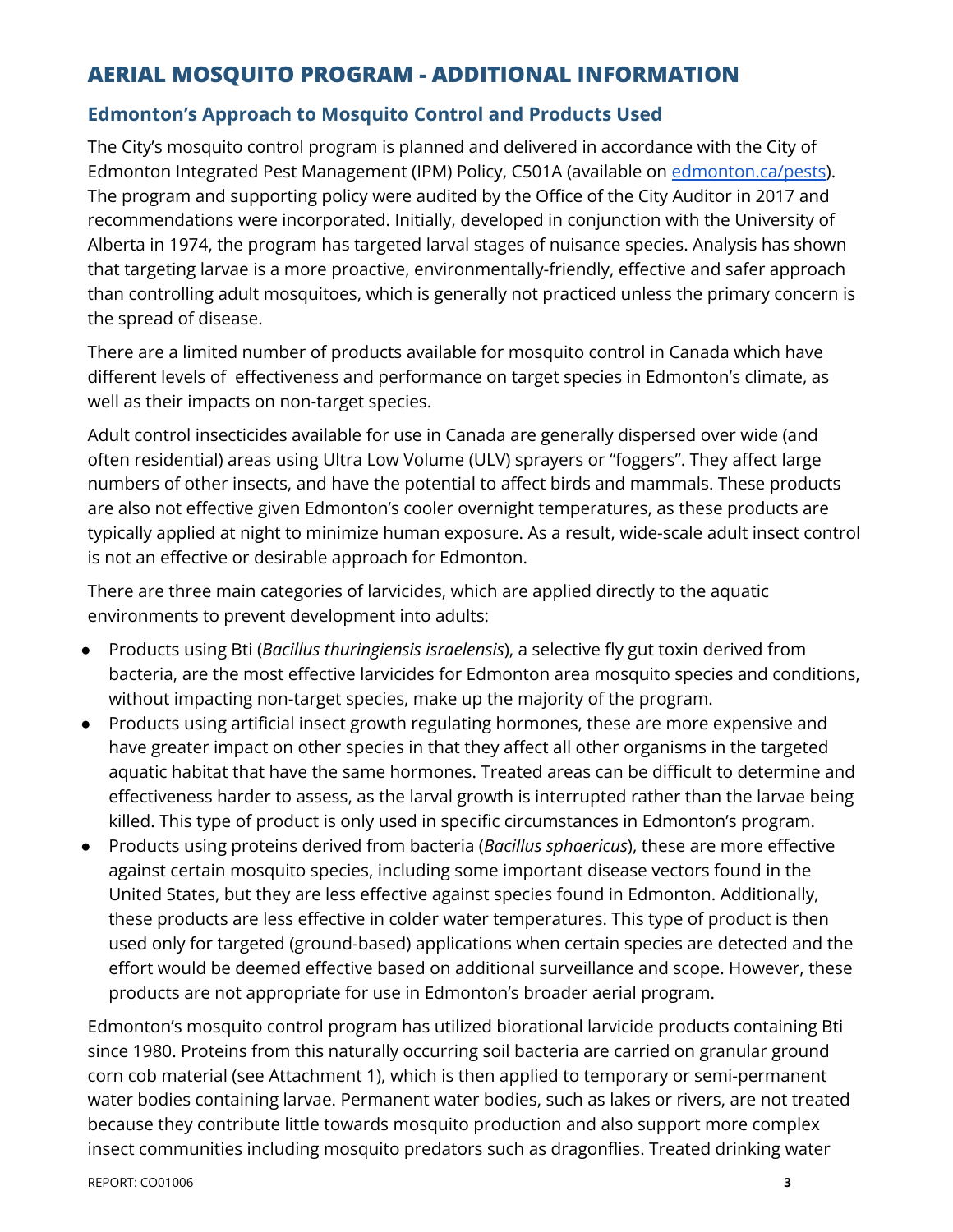## AERIAL MOSQUITO PROGRAM - ADDITIONAL INFORMATION

### Edmonton's Approach to Mosquito Control and Products Used

The City's mosquito control program is planned and delivered in accordance with the City of Edmonton Integrated Pest Management (IPM) Policy, C501A (available on [edmonton.ca/pests](edmonton.ca/pests)). The program and supporting policy were audited by the Office of the City Auditor in 2017 and recommendations were incorporated. Initially, developed in conjunction with the University of Alberta in 1974, the program has targeted larval stages of nuisance species. Analysis has shown that targeting larvae is a more proactive, environmentally-friendly, effective and safer approach than controlling adult mosquitoes, which is generally not practiced unless the primary concern is the spread of disease.

There are a limited number of products available for mosquito control in Canada which have different levels of effectiveness and performance on target species in Edmonton's climate, as well as their impacts on non-target species.

Adult control insecticides available for use in Canada are generally dispersed over wide (and often residential) areas using Ultra Low Volume (ULV) sprayers or "foggers". They affect large numbers of other insects, and have the potential to affect birds and mammals. These products are also not effective given Edmonton's cooler overnight temperatures, as these products are typically applied at night to minimize human exposure. As a result, wide-scale adult insect control is not an effective or desirable approach for Edmonton.

There are three main categories of larvicides, which are applied directly to the aquatic environments to prevent development into adults:

- Products using Bti (*Bacillus thuringiensis israelensis*), a selective fly gut toxin derived from bacteria, are the most effective larvicides for Edmonton area mosquito species and conditions, without impacting non-target species, make up the majority of the program.
- Products using artificial insect growth regulating hormones, these are more expensive and have greater impact on other species in that they affect all other organisms in the targeted aquatic habitat that have the same hormones. Treated areas can be difficult to determine and effectiveness harder to assess, as the larval growth is interrupted rather than the larvae being killed. This type of product is only used in specific circumstances in Edmonton's program.
- Products using proteins derived from bacteria (*Bacillus sphaericus*), these are more effective against certain mosquito species, including some important disease vectors found in the United States, but they are less effective against species found in Edmonton. Additionally, these products are less effective in colder water temperatures. This type of product is then used only for targeted (ground-based) applications when certain species are detected and the effort would be deemed effective based on additional surveillance and scope. However, these products are not appropriate for use in Edmonton's broader aerial program.

Edmonton's mosquito control program has utilized biorational larvicide products containing Bti since 1980. Proteins from this naturally occurring soil bacteria are carried on granular ground corn cob material (see Attachment 1), which is then applied to temporary or semi-permanent water bodies containing larvae. Permanent water bodies, such as lakes or rivers, are not treated because they contribute little towards mosquito production and also support more complex insect communities including mosquito predators such as dragonflies. Treated drinking water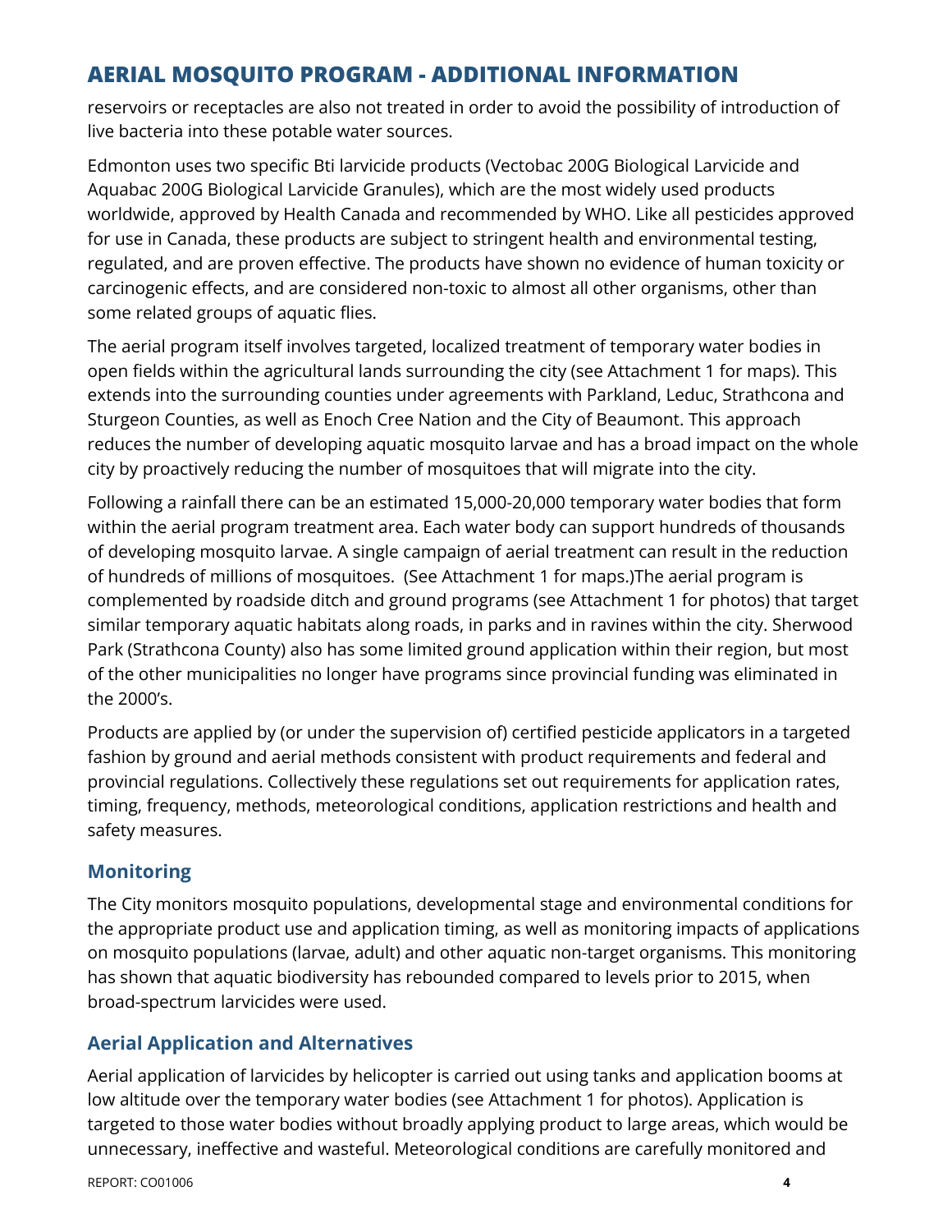# AERIAL MOSQUITO PROGRAM - ADDITIONAL INFORMATION

reservoirs or receptacles are also not treated in order to avoid the possibility of introduction of live bacteria into these potable water sources.

Edmonton uses two specific Bti larvicide products (Vectobac 200G Biological Larvicide and Aquabac 200G Biological Larvicide Granules), which are the most widely used products worldwide, approved by Health Canada and recommended by WHO. Like all pesticides approved for use in Canada, these products are subject to stringent health and environmental testing, regulated, and are proven effective. The products have shown no evidence of human toxicity or carcinogenic effects, and are considered non-toxic to almost all other organisms, other than some related groups of aquatic flies.

The aerial program itself involves targeted, localized treatment of temporary water bodies in open fields within the agricultural lands surrounding the city (see Attachment 1 for maps). This extends into the surrounding counties under agreements with Parkland, Leduc, Strathcona and Sturgeon Counties, as well as Enoch Cree Nation and the City of Beaumont. This approach reduces the number of developing aquatic mosquito larvae and has a broad impact on the whole city by proactively reducing the number of mosquitoes that will migrate into the city.

Following a rainfall there can be an estimated 15,000-20,000 temporary water bodies that form within the aerial program treatment area. Each water body can support hundreds of thousands of developing mosquito larvae. A single campaign of aerial treatment can result in the reduction of hundreds of millions of mosquitoes. (See Attachment 1 for maps.)The aerial program is complemented by roadside ditch and ground programs (see Attachment 1 for photos) that target similar temporary aquatic habitats along roads, in parks and in ravines within the city. Sherwood Park (Strathcona County) also has some limited ground application within their region, but most of the other municipalities no longer have programs since provincial funding was eliminated in the 2000's.

Products are applied by (or under the supervision of) certified pesticide applicators in a targeted fashion by ground and aerial methods consistent with product requirements and federal and provincial regulations. Collectively these regulations set out requirements for application rates, timing, frequency, methods, meteorological conditions, application restrictions and health and safety measures.

## Monitoring

The City monitors mosquito populations, developmental stage and environmental conditions for the appropriate product use and application timing, as well as monitoring impacts of applications on mosquito populations (larvae, adult) and other aquatic non-target organisms. This monitoring has shown that aquatic biodiversity has rebounded compared to levels prior to 2015, when broad-spectrum larvicides were used.

## Aerial Application and Alternatives

Aerial application of larvicides by helicopter is carried out using tanks and application booms at low altitude over the temporary water bodies (see Attachment 1 for photos). Application is targeted to those water bodies without broadly applying product to large areas, which would be unnecessary, ineffective and wasteful. Meteorological conditions are carefully monitored and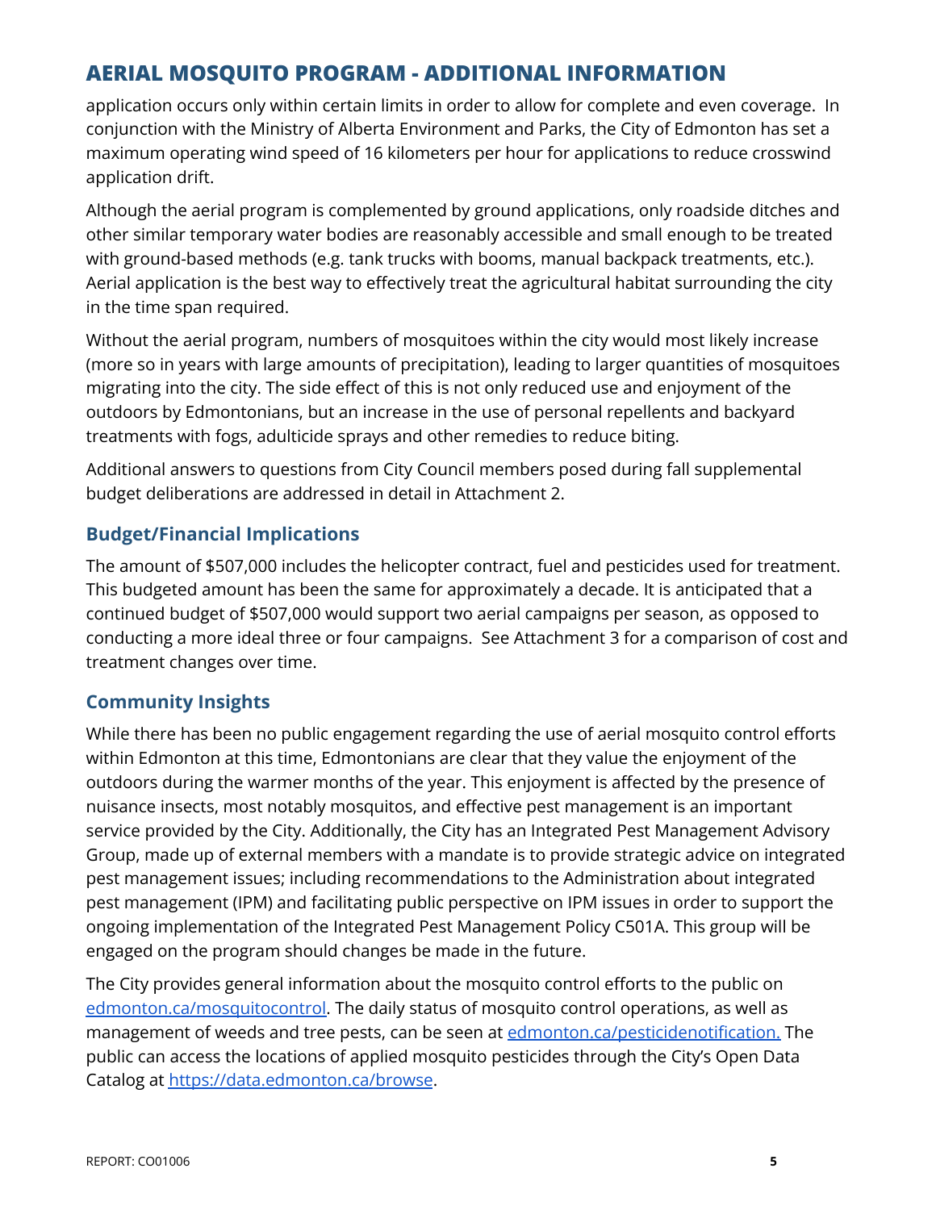## AERIAL MOSQUITO PROGRAM - ADDITIONAL INFORMATION

application occurs only within certain limits in order to allow for complete and even coverage. In conjunction with the Ministry of Alberta Environment and Parks, the City of Edmonton has set a maximum operating wind speed of 16 kilometers per hour for applications to reduce crosswind application drift.

Although the aerial program is complemented by ground applications, only roadside ditches and other similar temporary water bodies are reasonably accessible and small enough to be treated with ground-based methods (e.g. tank trucks with booms, manual backpack treatments, etc.). Aerial application is the best way to effectively treat the agricultural habitat surrounding the city in the time span required.

Without the aerial program, numbers of mosquitoes within the city would most likely increase (more so in years with large amounts of precipitation), leading to larger quantities of mosquitoes migrating into the city. The side effect of this is not only reduced use and enjoyment of the outdoors by Edmontonians, but an increase in the use of personal repellents and backyard treatments with fogs, adulticide sprays and other remedies to reduce biting.

Additional answers to questions from City Council members posed during fall supplemental budget deliberations are addressed in detail in Attachment 2.

### Budget/Financial Implications

The amount of $507,000 includes the helicopter contract, fuel and pesticides used for treatment. This budgeted amount has been the same for approximately a decade. It is anticipated that a continued budget of $507,000 would support two aerial campaigns per season, as opposed to conducting a more ideal three or four campaigns. See Attachment 3 for a comparison of cost and treatment changes over time.

### Community Insights

While there has been no public engagement regarding the use of aerial mosquito control efforts within Edmonton at this time, Edmontonians are clear that they value the enjoyment of the outdoors during the warmer months of the year. This enjoyment is affected by the presence of nuisance insects, most notably mosquitos, and effective pest management is an important service provided by the City. Additionally, the City has an Integrated Pest Management Advisory Group, made up of external members with a mandate is to provide strategic advice on integrated pest management issues; including recommendations to the Administration about integrated pest management (IPM) and facilitating public perspective on IPM issues in order to support the ongoing implementation of the Integrated Pest Management Policy C501A. This group will be engaged on the program should changes be made in the future.

The City provides general information about the mosquito control efforts to the public on [edmonton.ca/mosquitocontrol](edmonton.ca/mosquitocontrol). The daily status of mosquito control operations, as well as management of weeds and tree pests, can be seen at [edmonton.ca/pesticidenotification.](edmonton.ca/pesticidenotification) The public can access the locations of applied mosquito pesticides through the City's Open Data Catalog at [https://data.edmonton.ca/browse](https://data.edmonton.ca/browse).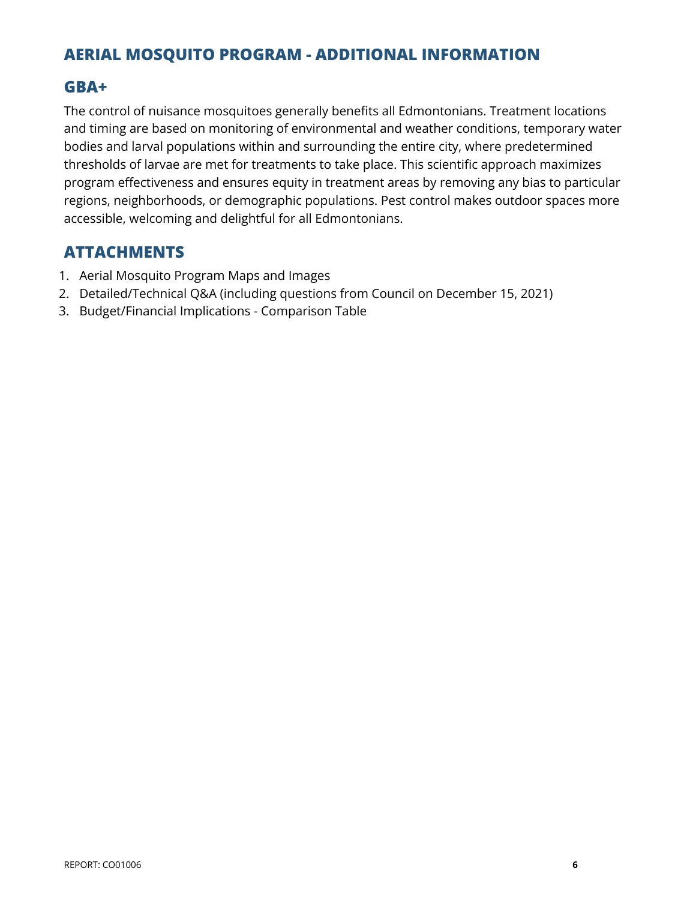## AERIAL MOSQUITO PROGRAM - ADDITIONAL INFORMATION

### GBA+

The control of nuisance mosquitoes generally benefits all Edmontonians. Treatment locations and timing are based on monitoring of environmental and weather conditions, temporary water bodies and larval populations within and surrounding the entire city, where predetermined thresholds of larvae are met for treatments to take place. This scientific approach maximizes program effectiveness and ensures equity in treatment areas by removing any bias to particular regions, neighborhoods, or demographic populations. Pest control makes outdoor spaces more accessible, welcoming and delightful for all Edmontonians.

### ATTACHMENTS

1. Aerial Mosquito Program Maps and Images
2. Detailed/Technical Q&A (including questions from Council on December 15, 2021)
3. Budget/Financial Implications - Comparison Table